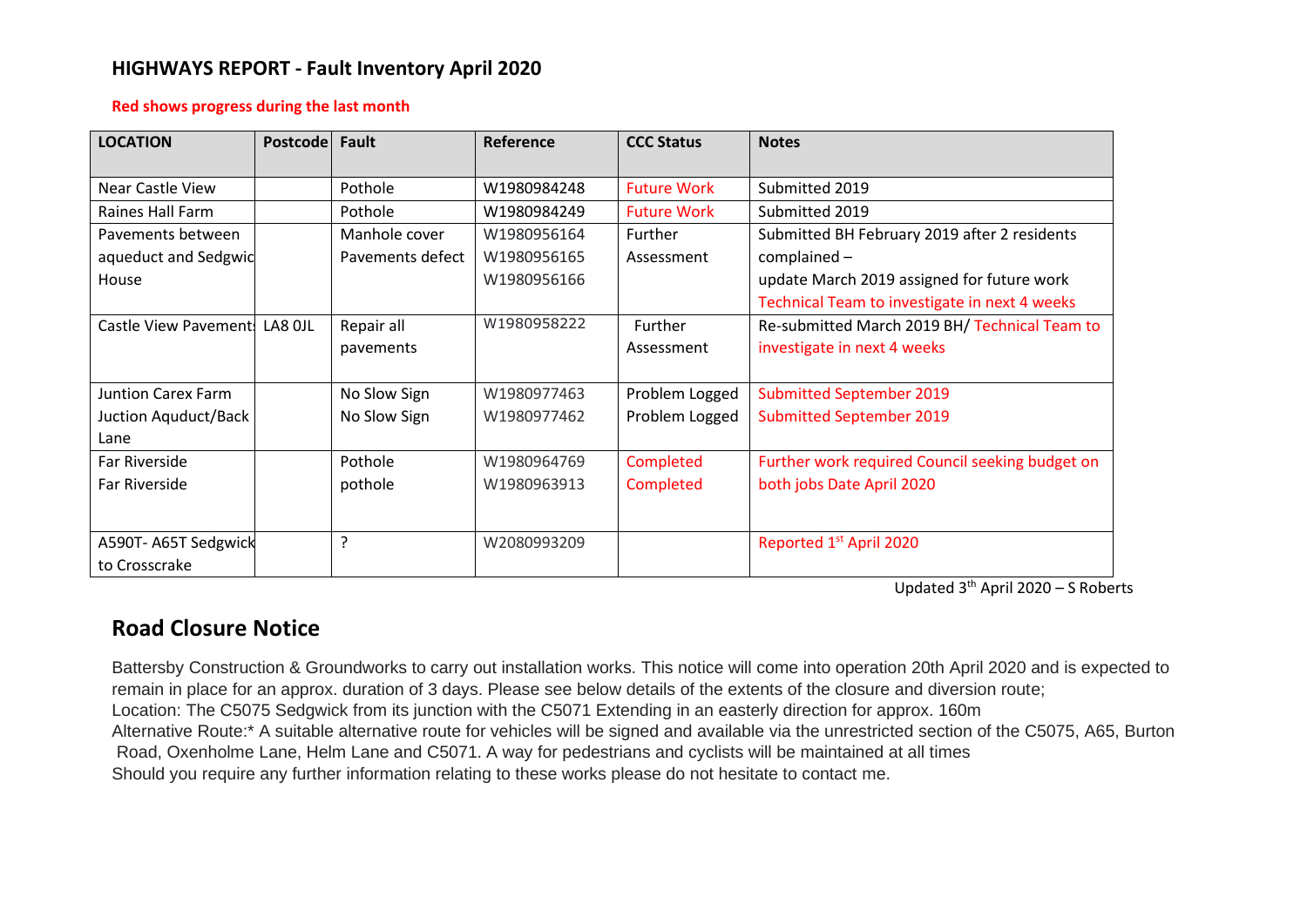## HIGHWAYS REPORT - Fault Inventory April 2020

**Red shows progress during the last month**

| LOCATION | Postcode | Fault | Reference | CCC Status | Notes |
|---|---|---|---|---|---|
| Near Castle View | | Pothole | W1980984248 | Future Work | Submitted 2019 |
| Raines Hall Farm | | Pothole | W1980984249 | Future Work | Submitted 2019 |
| Pavements between aqueduct and Sedgwic House | | Manhole cover<br>Pavements defect | W1980956164<br>W1980956165<br>W1980956166 | Further Assessment | Submitted BH February 2019 after 2 residents complained –<br>update March 2019 assigned for future work<br>Technical Team to investigate in next 4 weeks |
| Castle View Pavements | LA8 0JL | Repair all pavements | W1980958222 | Further Assessment | Re-submitted March 2019 BH/ Technical Team to investigate in next 4 weeks |
| Juntion Carex Farm<br>Juction Aquduct/Back Lane | | No Slow Sign<br>No Slow Sign | W1980977463<br>W1980977462 | Problem Logged<br>Problem Logged | Submitted September 2019<br>Submitted September 2019 |
| Far Riverside<br>Far Riverside | | Pothole<br>pothole | W1980964769<br>W1980963913 | Completed<br>Completed | Further work required Council seeking budget on both jobs Date April 2020 |
| A590T- A65T Sedgwick to Crosscrake | | ? | W2080993209 | | Reported 1st April 2020 |

Updated 3rd April 2020 – S Roberts

## Road Closure Notice

Battersby Construction & Groundworks to carry out installation works. This notice will come into operation 20th April 2020 and is expected to remain in place for an approx. duration of 3 days. Please see below details of the extents of the closure and diversion route;
Location: The C5075 Sedgwick from its junction with the C5071 Extending in an easterly direction for approx. 160m
Alternative Route:* A suitable alternative route for vehicles will be signed and available via the unrestricted section of the C5075, A65, Burton Road, Oxenholme Lane, Helm Lane and C5071. A way for pedestrians and cyclists will be maintained at all times
Should you require any further information relating to these works please do not hesitate to contact me.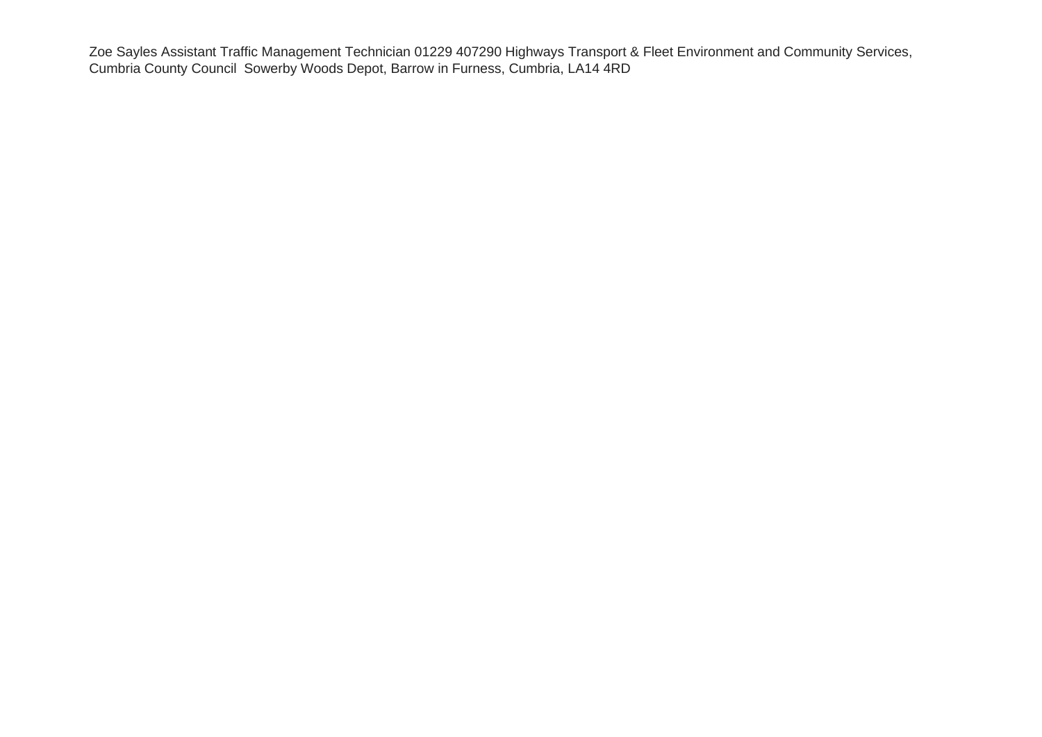Zoe Sayles Assistant Traffic Management Technician 01229 407290 Highways Transport & Fleet Environment and Community Services, Cumbria County Council Sowerby Woods Depot, Barrow in Furness, Cumbria, LA14 4RD